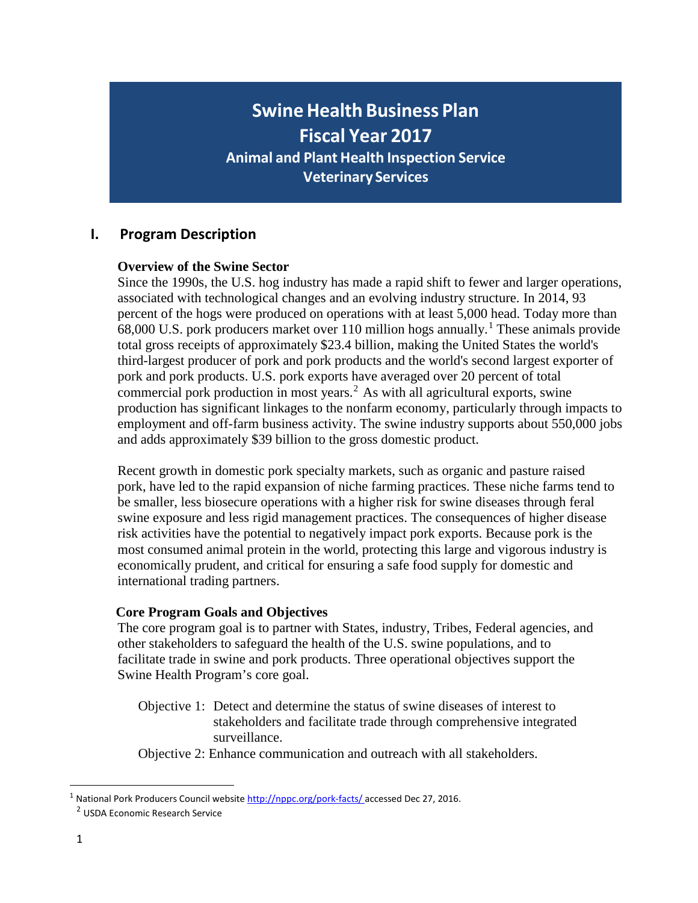# Swine Health Business Plan
# Fiscal Year 2017
## Animal and Plant Health Inspection Service
## Veterinary Services

## I. Program Description

### Overview of the Swine Sector

Since the 1990s, the U.S. hog industry has made a rapid shift to fewer and larger operations, associated with technological changes and an evolving industry structure. In 2014, 93 percent of the hogs were produced on operations with at least 5,000 head. Today more than 68,000 U.S. pork producers market over 110 million hogs annually.[1] These animals provide total gross receipts of approximately $23.4 billion, making the United States the world's third-largest producer of pork and pork products and the world's second largest exporter of pork and pork products. U.S. pork exports have averaged over 20 percent of total commercial pork production in most years.[2] As with all agricultural exports, swine production has significant linkages to the nonfarm economy, particularly through impacts to employment and off-farm business activity. The swine industry supports about 550,000 jobs and adds approximately $39 billion to the gross domestic product.

Recent growth in domestic pork specialty markets, such as organic and pasture raised pork, have led to the rapid expansion of niche farming practices. These niche farms tend to be smaller, less biosecure operations with a higher risk for swine diseases through feral swine exposure and less rigid management practices. The consequences of higher disease risk activities have the potential to negatively impact pork exports. Because pork is the most consumed animal protein in the world, protecting this large and vigorous industry is economically prudent, and critical for ensuring a safe food supply for domestic and international trading partners.

### Core Program Goals and Objectives

The core program goal is to partner with States, industry, Tribes, Federal agencies, and other stakeholders to safeguard the health of the U.S. swine populations, and to facilitate trade in swine and pork products. Three operational objectives support the Swine Health Program's core goal.

Objective 1: Detect and determine the status of swine diseases of interest to stakeholders and facilitate trade through comprehensive integrated surveillance.

Objective 2: Enhance communication and outreach with all stakeholders.

---

[1] National Pork Producers Council website http://nppc.org/pork-facts/ accessed Dec 27, 2016.

[2] USDA Economic Research Service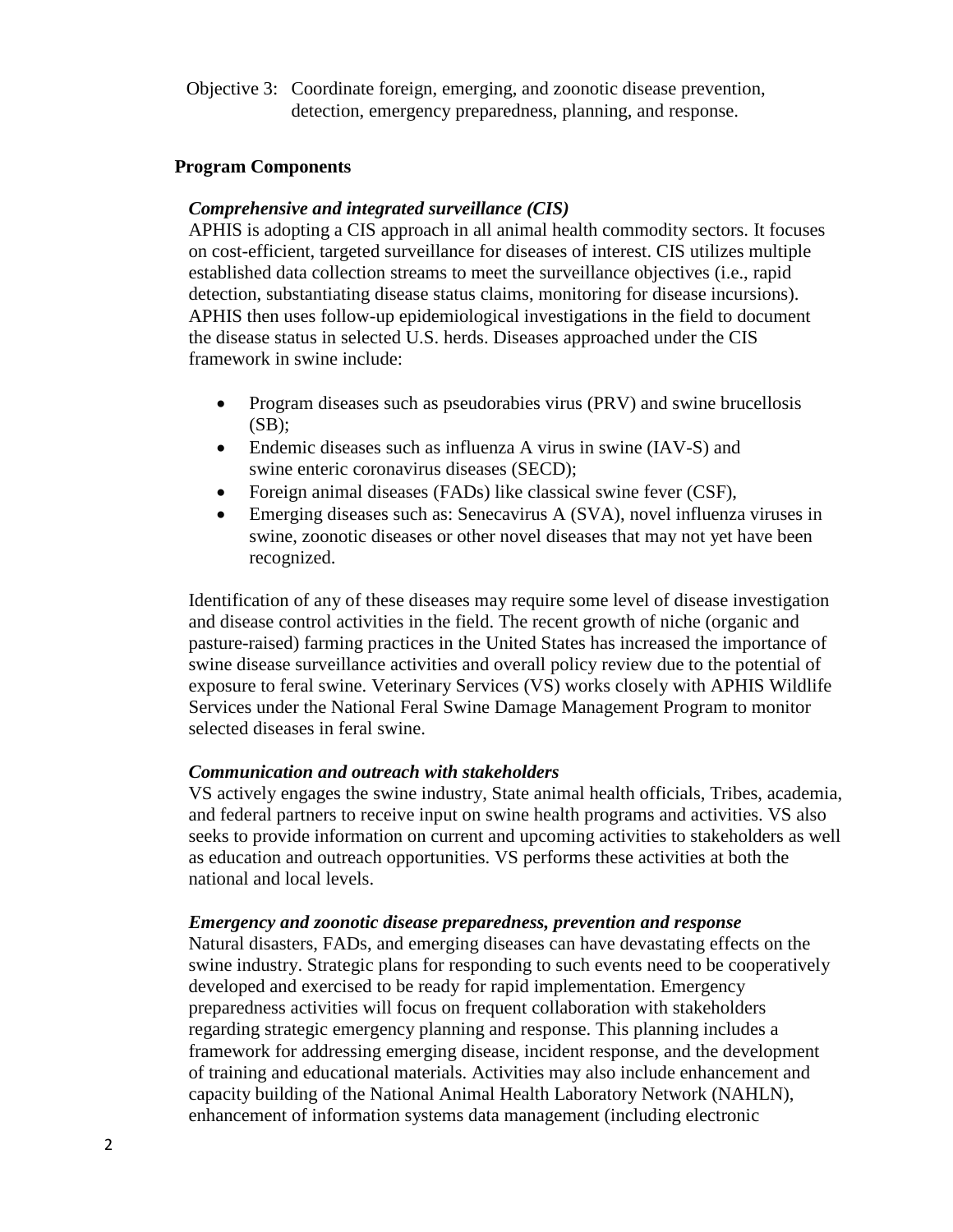Objective 3: Coordinate foreign, emerging, and zoonotic disease prevention, detection, emergency preparedness, planning, and response.

## Program Components

### *Comprehensive and integrated surveillance (CIS)*

APHIS is adopting a CIS approach in all animal health commodity sectors. It focuses on cost-efficient, targeted surveillance for diseases of interest. CIS utilizes multiple established data collection streams to meet the surveillance objectives (i.e., rapid detection, substantiating disease status claims, monitoring for disease incursions). APHIS then uses follow-up epidemiological investigations in the field to document the disease status in selected U.S. herds. Diseases approached under the CIS framework in swine include:

- Program diseases such as pseudorabies virus (PRV) and swine brucellosis (SB);
- Endemic diseases such as influenza A virus in swine (IAV-S) and swine enteric coronavirus diseases (SECD);
- Foreign animal diseases (FADs) like classical swine fever (CSF),
- Emerging diseases such as: Senecavirus A (SVA), novel influenza viruses in swine, zoonotic diseases or other novel diseases that may not yet have been recognized.

Identification of any of these diseases may require some level of disease investigation and disease control activities in the field. The recent growth of niche (organic and pasture-raised) farming practices in the United States has increased the importance of swine disease surveillance activities and overall policy review due to the potential of exposure to feral swine. Veterinary Services (VS) works closely with APHIS Wildlife Services under the National Feral Swine Damage Management Program to monitor selected diseases in feral swine.

### *Communication and outreach with stakeholders*

VS actively engages the swine industry, State animal health officials, Tribes, academia, and federal partners to receive input on swine health programs and activities. VS also seeks to provide information on current and upcoming activities to stakeholders as well as education and outreach opportunities. VS performs these activities at both the national and local levels.

### *Emergency and zoonotic disease preparedness, prevention and response*

Natural disasters, FADs, and emerging diseases can have devastating effects on the swine industry. Strategic plans for responding to such events need to be cooperatively developed and exercised to be ready for rapid implementation. Emergency preparedness activities will focus on frequent collaboration with stakeholders regarding strategic emergency planning and response. This planning includes a framework for addressing emerging disease, incident response, and the development of training and educational materials. Activities may also include enhancement and capacity building of the National Animal Health Laboratory Network (NAHLN), enhancement of information systems data management (including electronic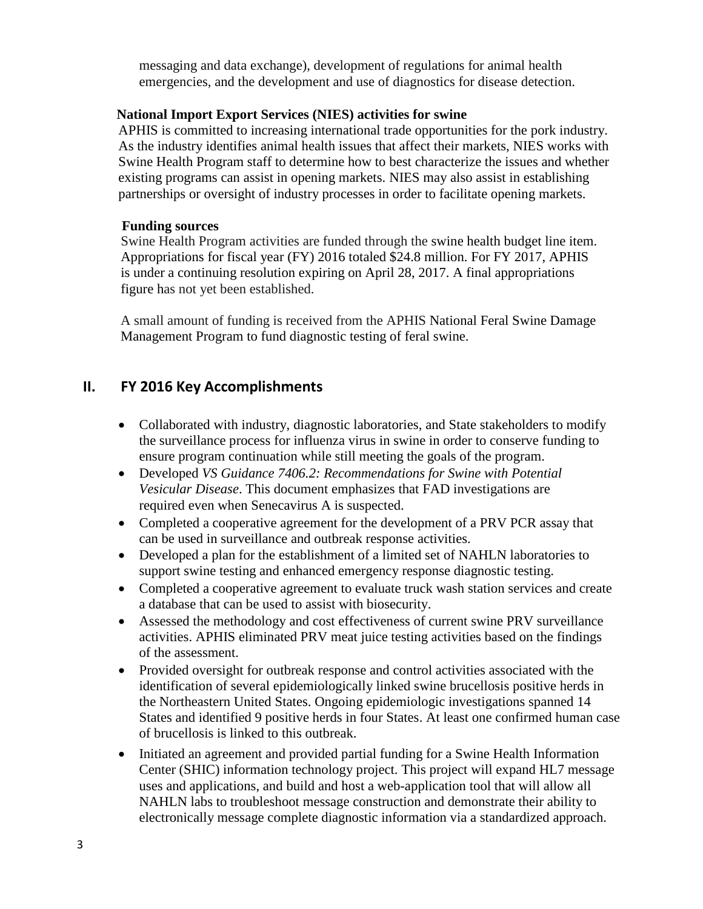messaging and data exchange), development of regulations for animal health emergencies, and the development and use of diagnostics for disease detection.

**National Import Export Services (NIES) activities for swine**

APHIS is committed to increasing international trade opportunities for the pork industry. As the industry identifies animal health issues that affect their markets, NIES works with Swine Health Program staff to determine how to best characterize the issues and whether existing programs can assist in opening markets. NIES may also assist in establishing partnerships or oversight of industry processes in order to facilitate opening markets.

**Funding sources**

Swine Health Program activities are funded through the swine health budget line item. Appropriations for fiscal year (FY) 2016 totaled $24.8 million. For FY 2017, APHIS is under a continuing resolution expiring on April 28, 2017. A final appropriations figure has not yet been established.

A small amount of funding is received from the APHIS National Feral Swine Damage Management Program to fund diagnostic testing of feral swine.

## II. FY 2016 Key Accomplishments

- Collaborated with industry, diagnostic laboratories, and State stakeholders to modify the surveillance process for influenza virus in swine in order to conserve funding to ensure program continuation while still meeting the goals of the program.
- Developed *VS Guidance 7406.2: Recommendations for Swine with Potential Vesicular Disease*. This document emphasizes that FAD investigations are required even when Senecavirus A is suspected.
- Completed a cooperative agreement for the development of a PRV PCR assay that can be used in surveillance and outbreak response activities.
- Developed a plan for the establishment of a limited set of NAHLN laboratories to support swine testing and enhanced emergency response diagnostic testing.
- Completed a cooperative agreement to evaluate truck wash station services and create a database that can be used to assist with biosecurity.
- Assessed the methodology and cost effectiveness of current swine PRV surveillance activities. APHIS eliminated PRV meat juice testing activities based on the findings of the assessment.
- Provided oversight for outbreak response and control activities associated with the identification of several epidemiologically linked swine brucellosis positive herds in the Northeastern United States. Ongoing epidemiologic investigations spanned 14 States and identified 9 positive herds in four States. At least one confirmed human case of brucellosis is linked to this outbreak.
- Initiated an agreement and provided partial funding for a Swine Health Information Center (SHIC) information technology project. This project will expand HL7 message uses and applications, and build and host a web-application tool that will allow all NAHLN labs to troubleshoot message construction and demonstrate their ability to electronically message complete diagnostic information via a standardized approach.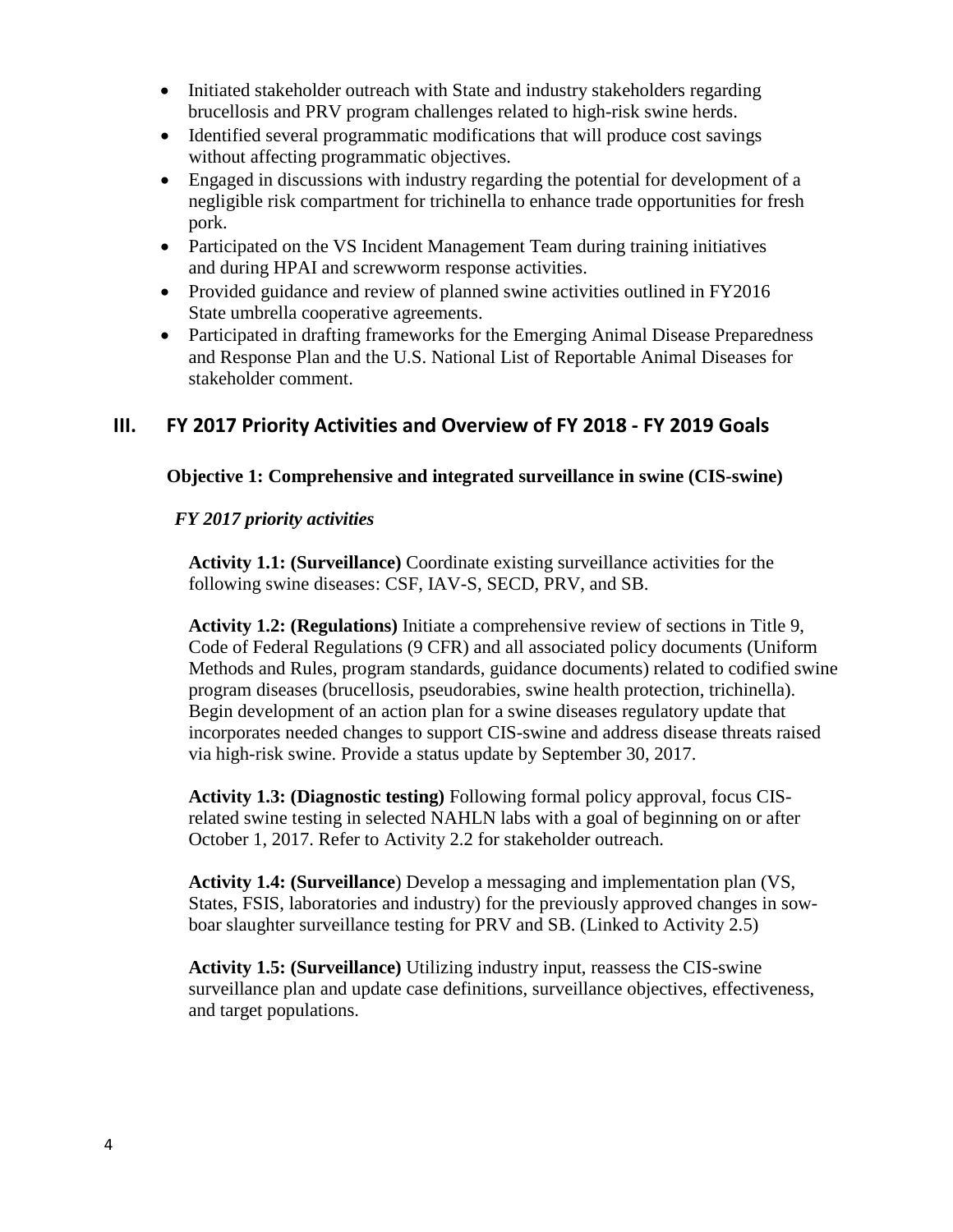- Initiated stakeholder outreach with State and industry stakeholders regarding brucellosis and PRV program challenges related to high-risk swine herds.
- Identified several programmatic modifications that will produce cost savings without affecting programmatic objectives.
- Engaged in discussions with industry regarding the potential for development of a negligible risk compartment for trichinella to enhance trade opportunities for fresh pork.
- Participated on the VS Incident Management Team during training initiatives and during HPAI and screwworm response activities.
- Provided guidance and review of planned swine activities outlined in FY2016 State umbrella cooperative agreements.
- Participated in drafting frameworks for the Emerging Animal Disease Preparedness and Response Plan and the U.S. National List of Reportable Animal Diseases for stakeholder comment.

## III. FY 2017 Priority Activities and Overview of FY 2018 - FY 2019 Goals

**Objective 1: Comprehensive and integrated surveillance in swine (CIS-swine)**

***FY 2017 priority activities***

**Activity 1.1: (Surveillance)** Coordinate existing surveillance activities for the following swine diseases: CSF, IAV-S, SECD, PRV, and SB.

**Activity 1.2: (Regulations)** Initiate a comprehensive review of sections in Title 9, Code of Federal Regulations (9 CFR) and all associated policy documents (Uniform Methods and Rules, program standards, guidance documents) related to codified swine program diseases (brucellosis, pseudorabies, swine health protection, trichinella). Begin development of an action plan for a swine diseases regulatory update that incorporates needed changes to support CIS-swine and address disease threats raised via high-risk swine. Provide a status update by September 30, 2017.

**Activity 1.3: (Diagnostic testing)** Following formal policy approval, focus CIS-related swine testing in selected NAHLN labs with a goal of beginning on or after October 1, 2017. Refer to Activity 2.2 for stakeholder outreach.

**Activity 1.4: (Surveillance)** Develop a messaging and implementation plan (VS, States, FSIS, laboratories and industry) for the previously approved changes in sow-boar slaughter surveillance testing for PRV and SB. (Linked to Activity 2.5)

**Activity 1.5: (Surveillance)** Utilizing industry input, reassess the CIS-swine surveillance plan and update case definitions, surveillance objectives, effectiveness, and target populations.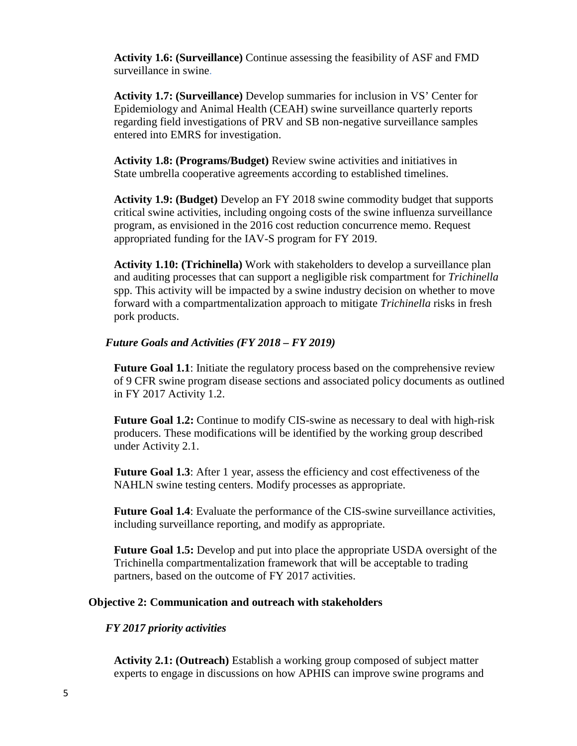**Activity 1.6: (Surveillance)** Continue assessing the feasibility of ASF and FMD surveillance in swine.

**Activity 1.7: (Surveillance)** Develop summaries for inclusion in VS' Center for Epidemiology and Animal Health (CEAH) swine surveillance quarterly reports regarding field investigations of PRV and SB non-negative surveillance samples entered into EMRS for investigation.

**Activity 1.8: (Programs/Budget)** Review swine activities and initiatives in State umbrella cooperative agreements according to established timelines.

**Activity 1.9: (Budget)** Develop an FY 2018 swine commodity budget that supports critical swine activities, including ongoing costs of the swine influenza surveillance program, as envisioned in the 2016 cost reduction concurrence memo. Request appropriated funding for the IAV-S program for FY 2019.

**Activity 1.10: (Trichinella)** Work with stakeholders to develop a surveillance plan and auditing processes that can support a negligible risk compartment for *Trichinella* spp. This activity will be impacted by a swine industry decision on whether to move forward with a compartmentalization approach to mitigate *Trichinella* risks in fresh pork products.

### *Future Goals and Activities (FY 2018 – FY 2019)*

**Future Goal 1.1**: Initiate the regulatory process based on the comprehensive review of 9 CFR swine program disease sections and associated policy documents as outlined in FY 2017 Activity 1.2.

**Future Goal 1.2:** Continue to modify CIS-swine as necessary to deal with high-risk producers. These modifications will be identified by the working group described under Activity 2.1.

**Future Goal 1.3**: After 1 year, assess the efficiency and cost effectiveness of the NAHLN swine testing centers. Modify processes as appropriate.

**Future Goal 1.4**: Evaluate the performance of the CIS-swine surveillance activities, including surveillance reporting, and modify as appropriate.

**Future Goal 1.5:** Develop and put into place the appropriate USDA oversight of the Trichinella compartmentalization framework that will be acceptable to trading partners, based on the outcome of FY 2017 activities.

## Objective 2: Communication and outreach with stakeholders

### *FY 2017 priority activities*

**Activity 2.1: (Outreach)** Establish a working group composed of subject matter experts to engage in discussions on how APHIS can improve swine programs and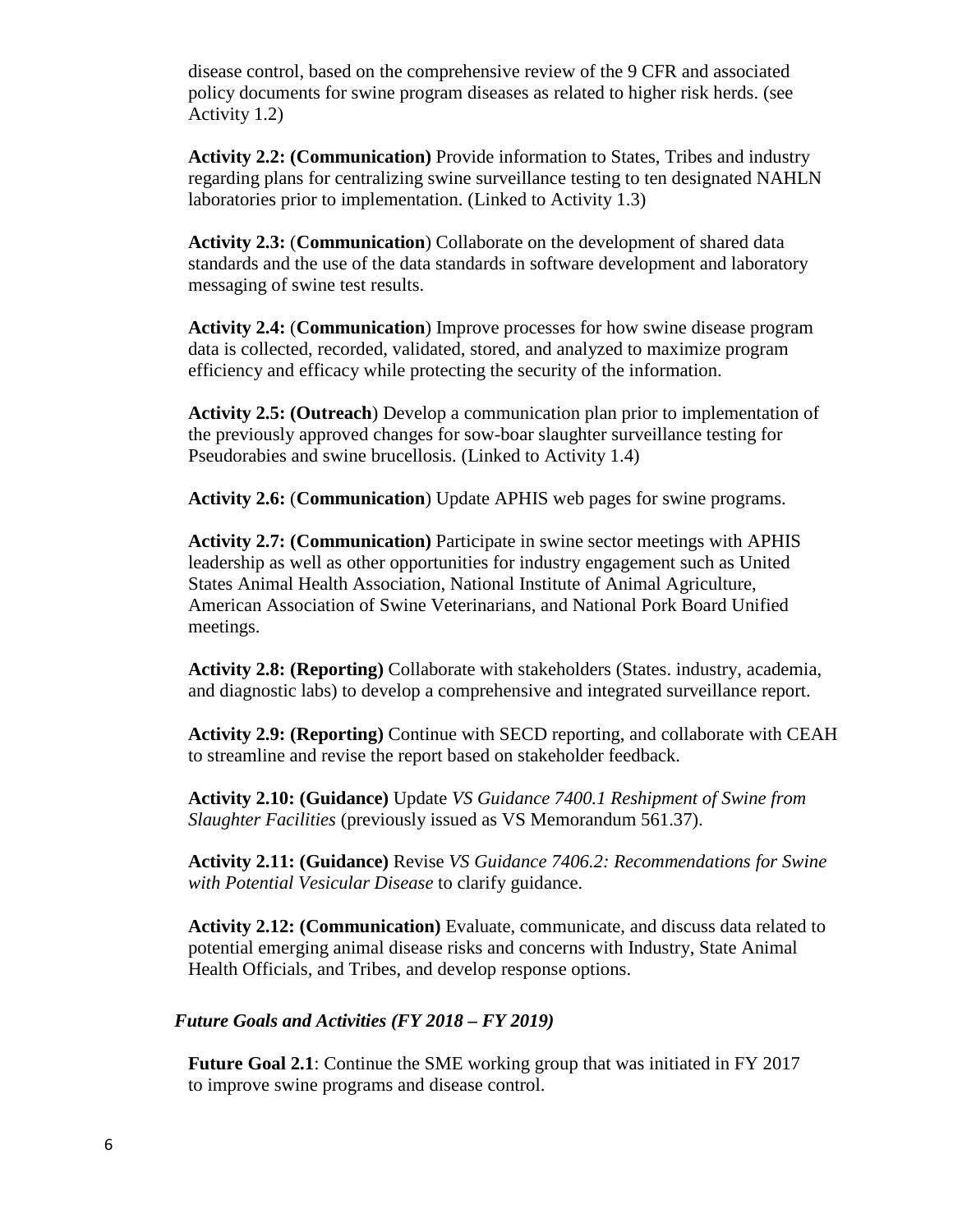disease control, based on the comprehensive review of the 9 CFR and associated policy documents for swine program diseases as related to higher risk herds. (see Activity 1.2)

**Activity 2.2: (Communication)** Provide information to States, Tribes and industry regarding plans for centralizing swine surveillance testing to ten designated NAHLN laboratories prior to implementation. (Linked to Activity 1.3)

**Activity 2.3:** (**Communication**) Collaborate on the development of shared data standards and the use of the data standards in software development and laboratory messaging of swine test results.

**Activity 2.4:** (**Communication**) Improve processes for how swine disease program data is collected, recorded, validated, stored, and analyzed to maximize program efficiency and efficacy while protecting the security of the information.

**Activity 2.5: (Outreach**) Develop a communication plan prior to implementation of the previously approved changes for sow-boar slaughter surveillance testing for Pseudorabies and swine brucellosis. (Linked to Activity 1.4)

**Activity 2.6:** (**Communication**) Update APHIS web pages for swine programs.

**Activity 2.7: (Communication)** Participate in swine sector meetings with APHIS leadership as well as other opportunities for industry engagement such as United States Animal Health Association, National Institute of Animal Agriculture, American Association of Swine Veterinarians, and National Pork Board Unified meetings.

**Activity 2.8: (Reporting)** Collaborate with stakeholders (States. industry, academia, and diagnostic labs) to develop a comprehensive and integrated surveillance report.

**Activity 2.9: (Reporting)** Continue with SECD reporting, and collaborate with CEAH to streamline and revise the report based on stakeholder feedback.

**Activity 2.10: (Guidance)** Update *VS Guidance 7400.1 Reshipment of Swine from Slaughter Facilities* (previously issued as VS Memorandum 561.37).

**Activity 2.11: (Guidance)** Revise *VS Guidance 7406.2: Recommendations for Swine with Potential Vesicular Disease* to clarify guidance.

**Activity 2.12: (Communication)** Evaluate, communicate, and discuss data related to potential emerging animal disease risks and concerns with Industry, State Animal Health Officials, and Tribes, and develop response options.

***Future Goals and Activities (FY 2018 – FY 2019)***

**Future Goal 2.1**: Continue the SME working group that was initiated in FY 2017 to improve swine programs and disease control.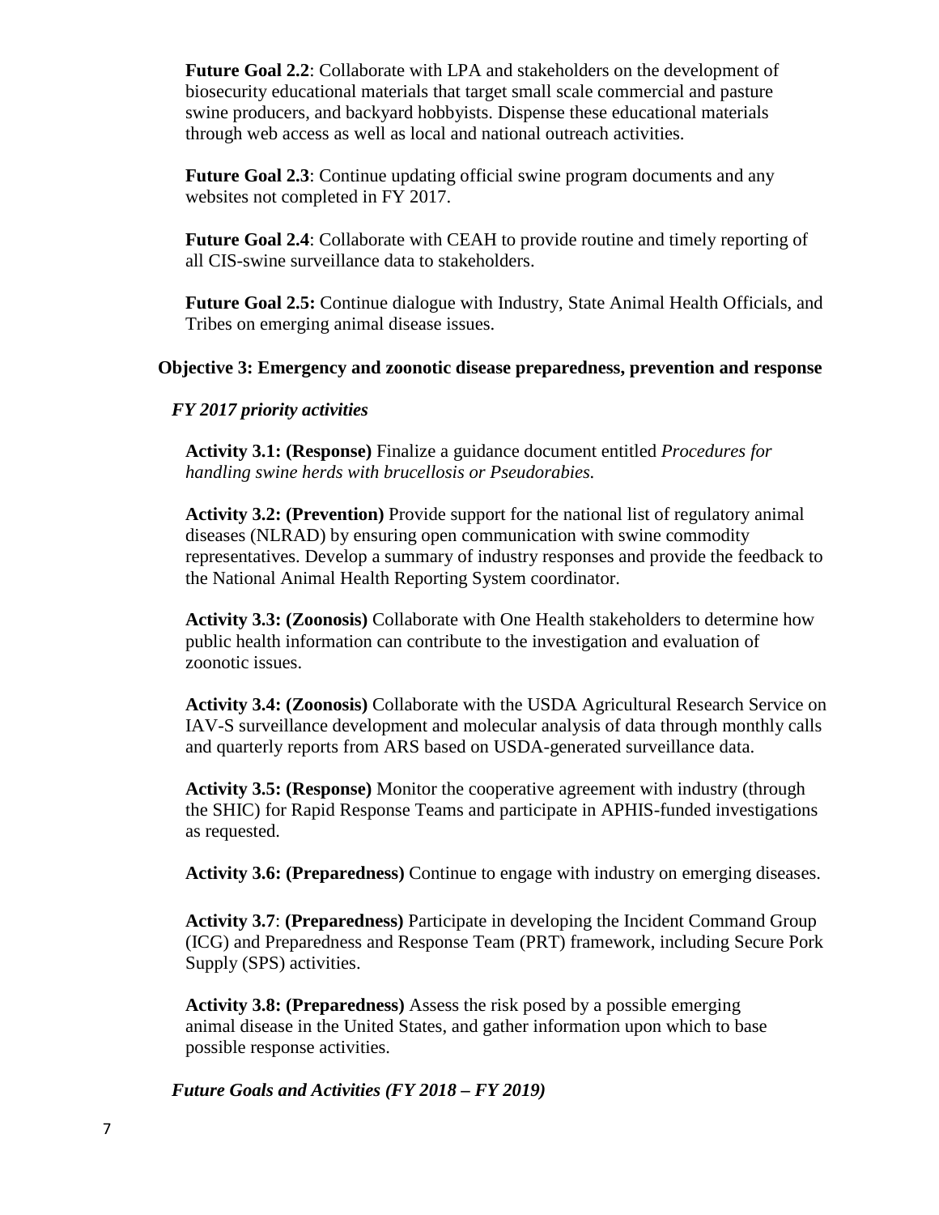**Future Goal 2.2**: Collaborate with LPA and stakeholders on the development of biosecurity educational materials that target small scale commercial and pasture swine producers, and backyard hobbyists. Dispense these educational materials through web access as well as local and national outreach activities.

**Future Goal 2.3**: Continue updating official swine program documents and any websites not completed in FY 2017.

**Future Goal 2.4**: Collaborate with CEAH to provide routine and timely reporting of all CIS-swine surveillance data to stakeholders.

**Future Goal 2.5:** Continue dialogue with Industry, State Animal Health Officials, and Tribes on emerging animal disease issues.

### Objective 3: Emergency and zoonotic disease preparedness, prevention and response

#### *FY 2017 priority activities*

**Activity 3.1: (Response)** Finalize a guidance document entitled *Procedures for handling swine herds with brucellosis or Pseudorabies.*

**Activity 3.2: (Prevention)** Provide support for the national list of regulatory animal diseases (NLRAD) by ensuring open communication with swine commodity representatives. Develop a summary of industry responses and provide the feedback to the National Animal Health Reporting System coordinator.

**Activity 3.3: (Zoonosis)** Collaborate with One Health stakeholders to determine how public health information can contribute to the investigation and evaluation of zoonotic issues.

**Activity 3.4: (Zoonosis)** Collaborate with the USDA Agricultural Research Service on IAV-S surveillance development and molecular analysis of data through monthly calls and quarterly reports from ARS based on USDA-generated surveillance data.

**Activity 3.5: (Response)** Monitor the cooperative agreement with industry (through the SHIC) for Rapid Response Teams and participate in APHIS-funded investigations as requested.

**Activity 3.6: (Preparedness)** Continue to engage with industry on emerging diseases.

**Activity 3.7**: **(Preparedness)** Participate in developing the Incident Command Group (ICG) and Preparedness and Response Team (PRT) framework, including Secure Pork Supply (SPS) activities.

**Activity 3.8: (Preparedness)** Assess the risk posed by a possible emerging animal disease in the United States, and gather information upon which to base possible response activities.

#### *Future Goals and Activities (FY 2018 – FY 2019)*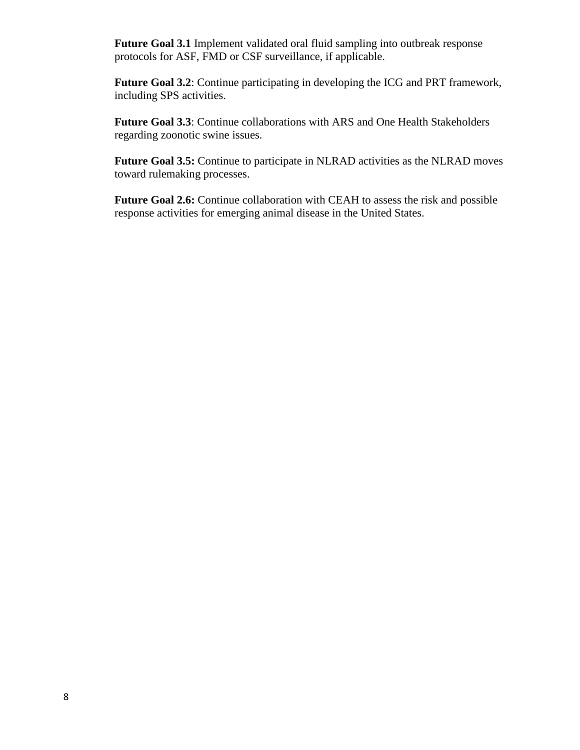**Future Goal 3.1** Implement validated oral fluid sampling into outbreak response protocols for ASF, FMD or CSF surveillance, if applicable.

**Future Goal 3.2**: Continue participating in developing the ICG and PRT framework, including SPS activities.

**Future Goal 3.3**: Continue collaborations with ARS and One Health Stakeholders regarding zoonotic swine issues.

**Future Goal 3.5:** Continue to participate in NLRAD activities as the NLRAD moves toward rulemaking processes.

**Future Goal 2.6:** Continue collaboration with CEAH to assess the risk and possible response activities for emerging animal disease in the United States.